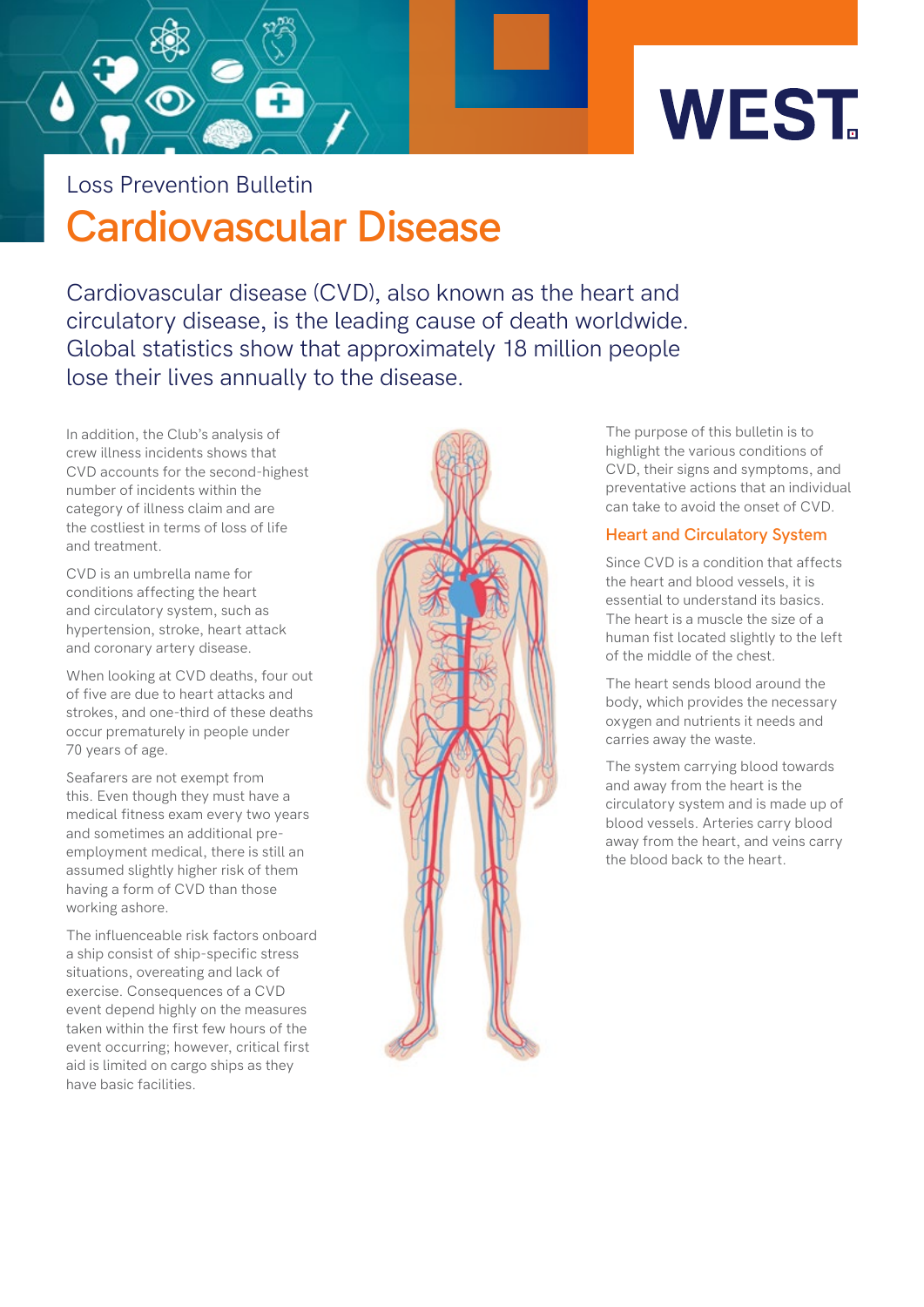Loss Prevention Bulletin

# Cardiovascular Disease

Cardiovascular disease (CVD), also known as the heart and circulatory disease, is the leading cause of death worldwide. Global statistics show that approximately 18 million people lose their lives annually to the disease.

In addition, the Club's analysis of crew illness incidents shows that CVD accounts for the second-highest number of incidents within the category of illness claim and are the costliest in terms of loss of life and treatment.

CVD is an umbrella name for conditions affecting the heart and circulatory system, such as hypertension, stroke, heart attack and coronary artery disease.

When looking at CVD deaths, four out of five are due to heart attacks and strokes, and one-third of these deaths occur prematurely in people under 70 years of age.

Seafarers are not exempt from this. Even though they must have a medical fitness exam every two years and sometimes an additional pre-employment medical, there is still an assumed slightly higher risk of them having a form of CVD than those working ashore.

The influenceable risk factors onboard a ship consist of ship-specific stress situations, overeating and lack of exercise. Consequences of a CVD event depend highly on the measures taken within the first few hours of the event occurring; however, critical first aid is limited on cargo ships as they have basic facilities.

The purpose of this bulletin is to highlight the various conditions of CVD, their signs and symptoms, and preventative actions that an individual can take to avoid the onset of CVD.

## Heart and Circulatory System

Since CVD is a condition that affects the heart and blood vessels, it is essential to understand its basics. The heart is a muscle the size of a human fist located slightly to the left of the middle of the chest.

The heart sends blood around the body, which provides the necessary oxygen and nutrients it needs and carries away the waste.

The system carrying blood towards and away from the heart is the circulatory system and is made up of blood vessels. Arteries carry blood away from the heart, and veins carry the blood back to the heart.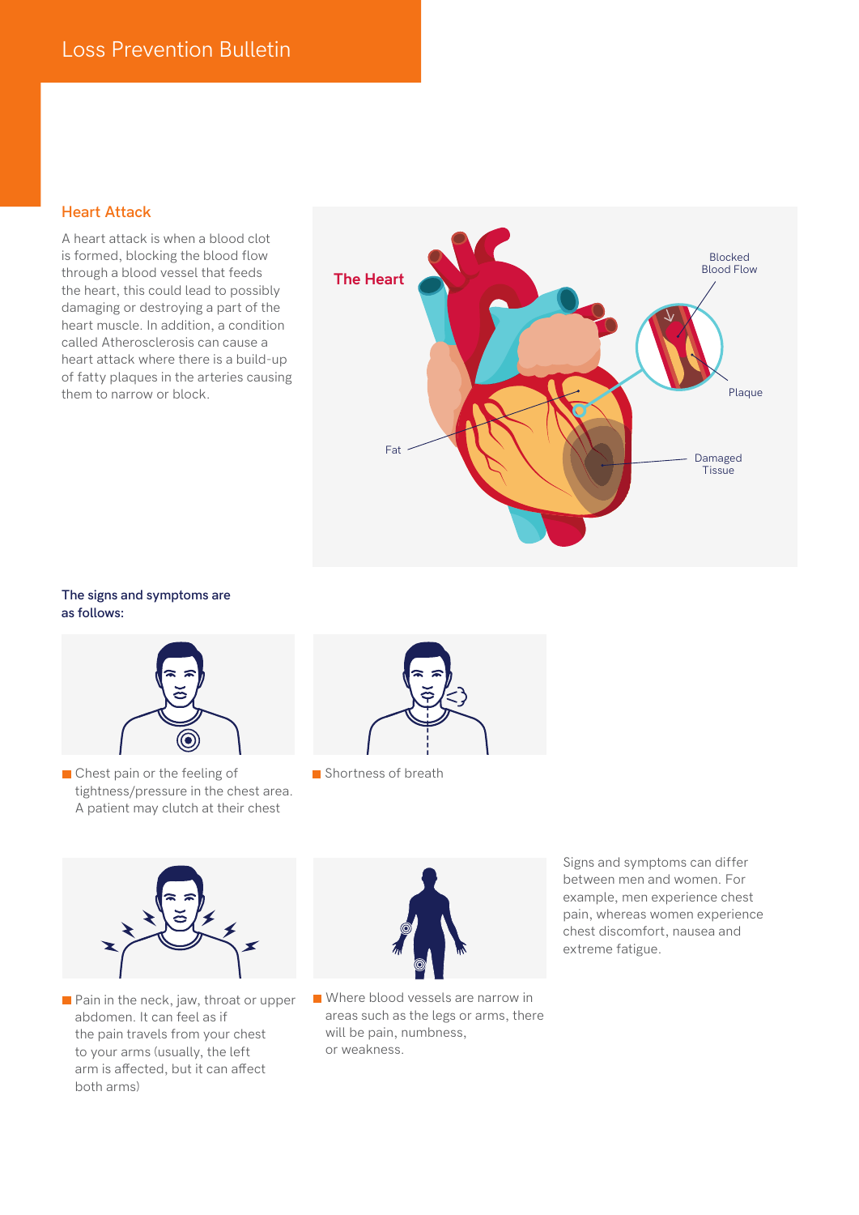## Heart Attack

A heart attack is when a blood clot is formed, blocking the blood flow through a blood vessel that feeds the heart, this could lead to possibly damaging or destroying a part of the heart muscle. In addition, a condition called Atherosclerosis can cause a heart attack where there is a build-up of fatty plaques in the arteries causing them to narrow or block.

**The Heart**

Blocked Blood Flow

Plaque

Fat

Damaged Tissue

**The signs and symptoms are as follows:**

- Chest pain or the feeling of tightness/pressure in the chest area. A patient may clutch at their chest
- Shortness of breath
- Pain in the neck, jaw, throat or upper abdomen. It can feel as if the pain travels from your chest to your arms (usually, the left arm is affected, but it can affect both arms)
- Where blood vessels are narrow in areas such as the legs or arms, there will be pain, numbness, or weakness.

Signs and symptoms can differ between men and women. For example, men experience chest pain, whereas women experience chest discomfort, nausea and extreme fatigue.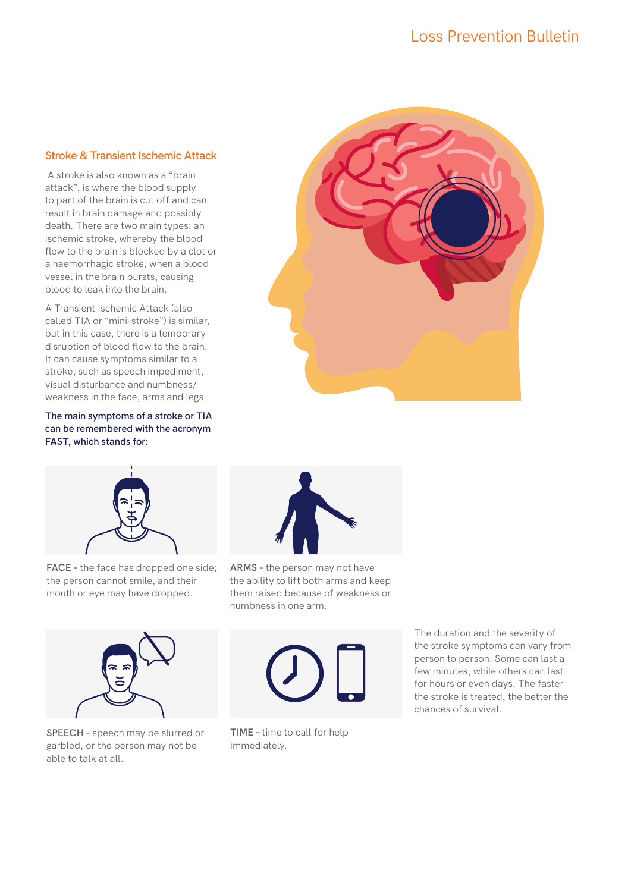## Stroke & Transient Ischemic Attack

A stroke is also known as a "brain attack", is where the blood supply to part of the brain is cut off and can result in brain damage and possibly death. There are two main types: an ischemic stroke, whereby the blood flow to the brain is blocked by a clot or a haemorrhagic stroke, when a blood vessel in the brain bursts, causing blood to leak into the brain.

A Transient Ischemic Attack (also called TIA or "mini-stroke") is similar, but in this case, there is a temporary disruption of blood flow to the brain. It can cause symptoms similar to a stroke, such as speech impediment, visual disturbance and numbness/weakness in the face, arms and legs.

**The main symptoms of a stroke or TIA can be remembered with the acronym FAST, which stands for:**

**FACE** - the face has dropped one side; the person cannot smile, and their mouth or eye may have dropped.

**ARMS** - the person may not have the ability to lift both arms and keep them raised because of weakness or numbness in one arm.

**SPEECH** - speech may be slurred or garbled, or the person may not be able to talk at all.

**TIME** - time to call for help immediately.

The duration and the severity of the stroke symptoms can vary from person to person. Some can last a few minutes, while others can last for hours or even days. The faster the stroke is treated, the better the chances of survival.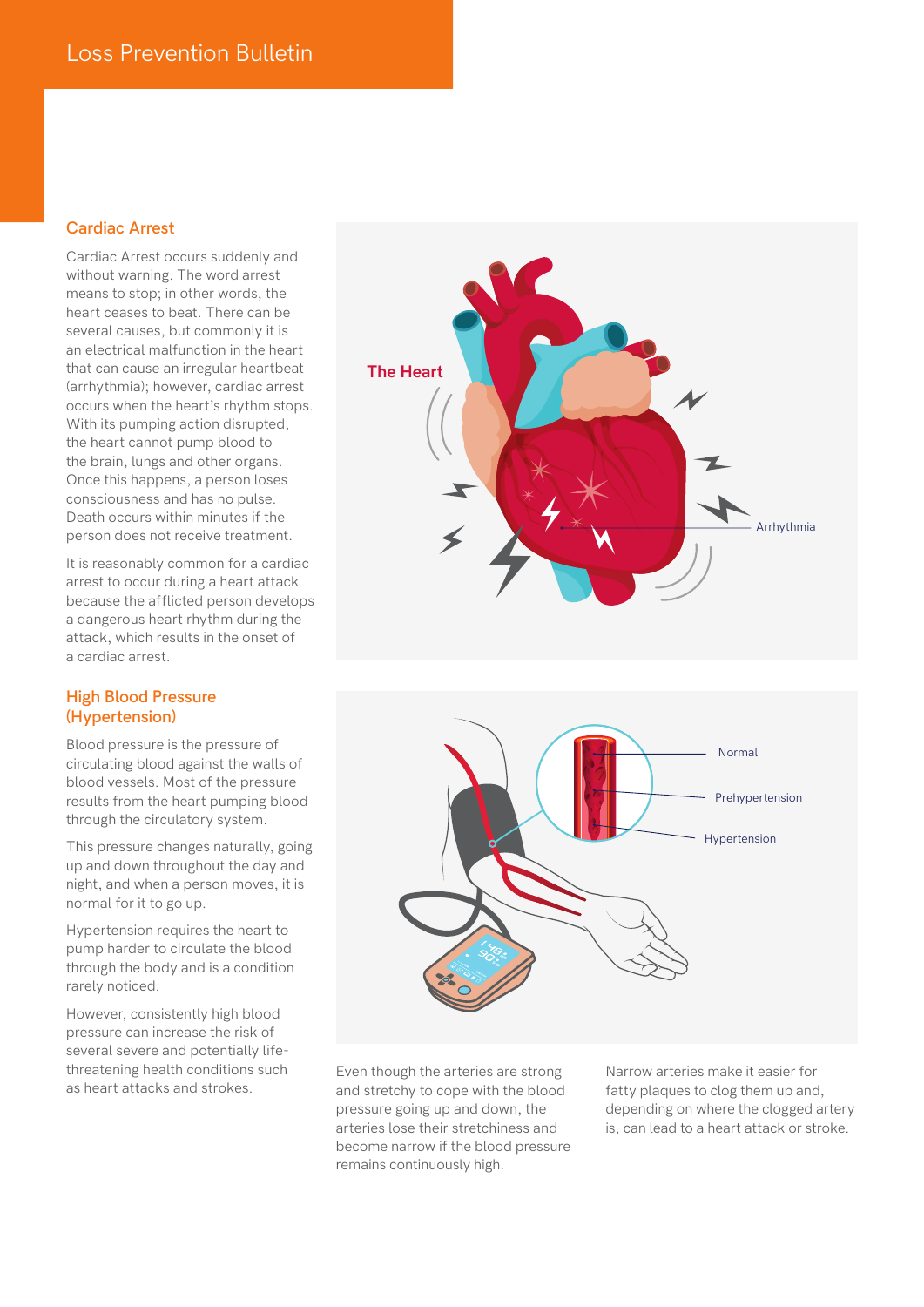## Cardiac Arrest

Cardiac Arrest occurs suddenly and without warning. The word arrest means to stop; in other words, the heart ceases to beat. There can be several causes, but commonly it is an electrical malfunction in the heart that can cause an irregular heartbeat (arrhythmia); however, cardiac arrest occurs when the heart's rhythm stops. With its pumping action disrupted, the heart cannot pump blood to the brain, lungs and other organs. Once this happens, a person loses consciousness and has no pulse. Death occurs within minutes if the person does not receive treatment.

It is reasonably common for a cardiac arrest to occur during a heart attack because the afflicted person develops a dangerous heart rhythm during the attack, which results in the onset of a cardiac arrest.

## High Blood Pressure (Hypertension)

Blood pressure is the pressure of circulating blood against the walls of blood vessels. Most of the pressure results from the heart pumping blood through the circulatory system.

This pressure changes naturally, going up and down throughout the day and night, and when a person moves, it is normal for it to go up.

Hypertension requires the heart to pump harder to circulate the blood through the body and is a condition rarely noticed.

However, consistently high blood pressure can increase the risk of several severe and potentially life-threatening health conditions such as heart attacks and strokes.

Even though the arteries are strong and stretchy to cope with the blood pressure going up and down, the arteries lose their stretchiness and become narrow if the blood pressure remains continuously high.

Narrow arteries make it easier for fatty plaques to clog them up and, depending on where the clogged artery is, can lead to a heart attack or stroke.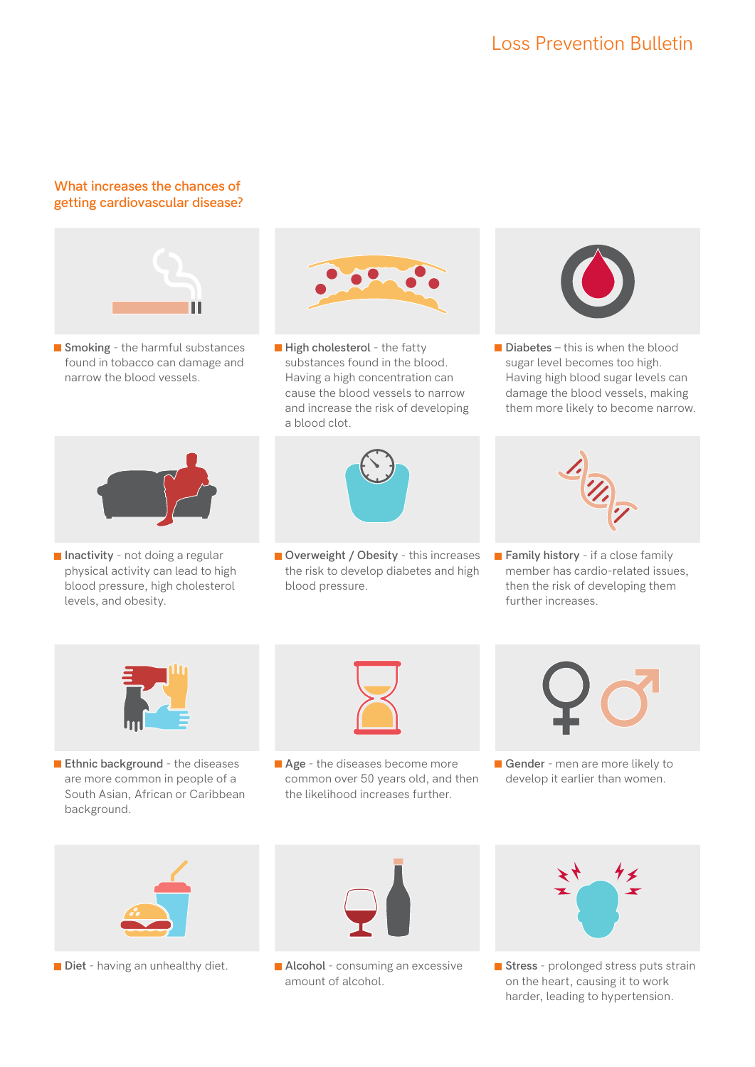## What increases the chances of getting cardiovascular disease?

- **Smoking** - the harmful substances found in tobacco can damage and narrow the blood vessels.
- **High cholesterol** - the fatty substances found in the blood. Having a high concentration can cause the blood vessels to narrow and increase the risk of developing a blood clot.
- **Diabetes** – this is when the blood sugar level becomes too high. Having high blood sugar levels can damage the blood vessels, making them more likely to become narrow.
- **Inactivity** - not doing a regular physical activity can lead to high blood pressure, high cholesterol levels, and obesity.
- **Overweight / Obesity** - this increases the risk to develop diabetes and high blood pressure.
- **Family history** - if a close family member has cardio-related issues, then the risk of developing them further increases.
- **Ethnic background** - the diseases are more common in people of a South Asian, African or Caribbean background.
- **Age** - the diseases become more common over 50 years old, and then the likelihood increases further.
- **Gender** - men are more likely to develop it earlier than women.
- **Diet** - having an unhealthy diet.
- **Alcohol** - consuming an excessive amount of alcohol.
- **Stress** - prolonged stress puts strain on the heart, causing it to work harder, leading to hypertension.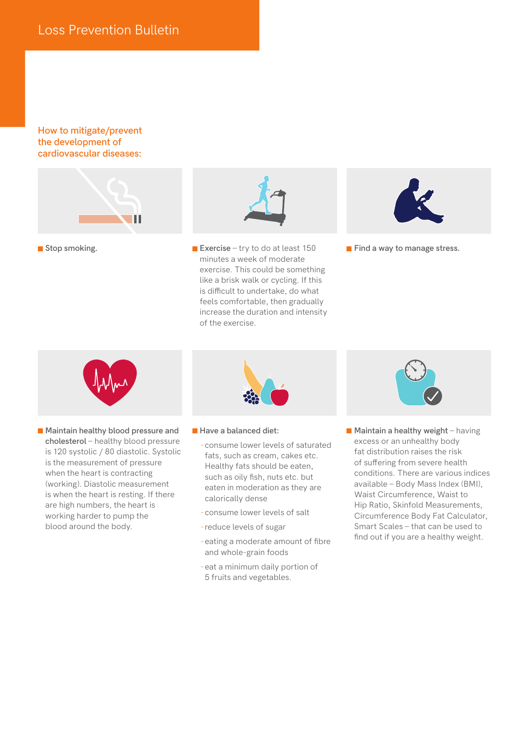## How to mitigate/prevent the development of cardiovascular diseases:

- **Stop smoking.**

- **Exercise** – try to do at least 150 minutes a week of moderate exercise. This could be something like a brisk walk or cycling. If this is difficult to undertake, do what feels comfortable, then gradually increase the duration and intensity of the exercise.

- **Find a way to manage stress.**

- **Maintain healthy blood pressure and cholesterol** – healthy blood pressure is 120 systolic / 80 diastolic. Systolic is the measurement of pressure when the heart is contracting (working). Diastolic measurement is when the heart is resting. If there are high numbers, the heart is working harder to pump the blood around the body.

- **Have a balanced diet:**
  - consume lower levels of saturated fats, such as cream, cakes etc. Healthy fats should be eaten, such as oily fish, nuts etc. but eaten in moderation as they are calorically dense
  - consume lower levels of salt
  - reduce levels of sugar
  - eating a moderate amount of fibre and whole-grain foods
  - eat a minimum daily portion of 5 fruits and vegetables.

- **Maintain a healthy weight** – having excess or an unhealthy body fat distribution raises the risk of suffering from severe health conditions. There are various indices available – Body Mass Index (BMI), Waist Circumference, Waist to Hip Ratio, Skinfold Measurements, Circumference Body Fat Calculator, Smart Scales – that can be used to find out if you are a healthy weight.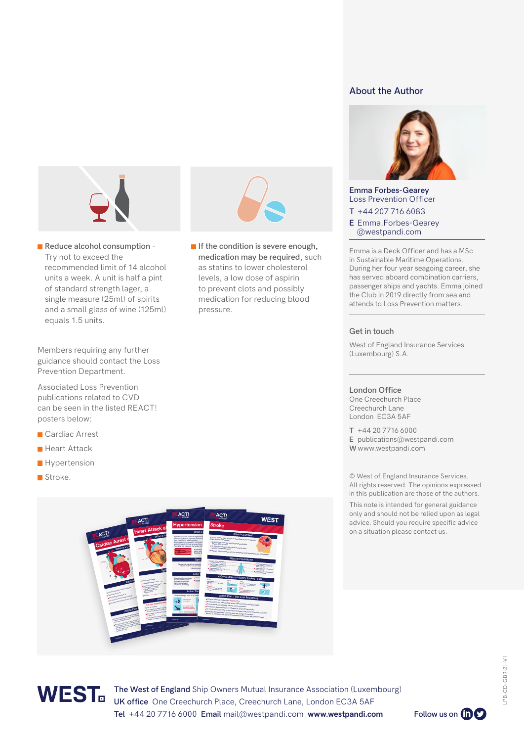- **Reduce alcohol consumption** - Try not to exceed the recommended limit of 14 alcohol units a week. A unit is half a pint of standard strength lager, a single measure (25ml) of spirits and a small glass of wine (125ml) equals 1.5 units.

- **If the condition is severe enough, medication may be required**, such as statins to lower cholesterol levels, a low dose of aspirin to prevent clots and possibly medication for reducing blood pressure.

Members requiring any further guidance should contact the Loss Prevention Department.

Associated Loss Prevention publications related to CVD can be seen in the listed REACT! posters below:

- Cardiac Arrest
- Heart Attack
- Hypertension
- Stroke.

## About the Author

**Emma Forbes-Gearey**
Loss Prevention Officer

T +44 207 716 6083
E Emma.Forbes-Gearey@westpandi.com

Emma is a Deck Officer and has a MSc in Sustainable Maritime Operations. During her four year seagoing career, she has served aboard combination carriers, passenger ships and yachts. Emma joined the Club in 2019 directly from sea and attends to Loss Prevention matters.

## Get in touch

West of England Insurance Services (Luxembourg) S.A.

**London Office**
One Creechurch Place
Creechurch Lane
London EC3A 5AF

T +44 20 7716 6000
E publications@westpandi.com
W www.westpandi.com

© West of England Insurance Services. All rights reserved. The opinions expressed in this publication are those of the authors.

This note is intended for general guidance only and should not be relied upon as legal advice. Should you require specific advice on a situation please contact us.

**The West of England** Ship Owners Mutual Insurance Association (Luxembourg)
**UK office** One Creechurch Place, Creechurch Lane, London EC3A 5AF
**Tel** +44 20 7716 6000 **Email** mail@westpandi.com **www.westpandi.com**

Follow us on

LPB-CD-GBR-21-V1